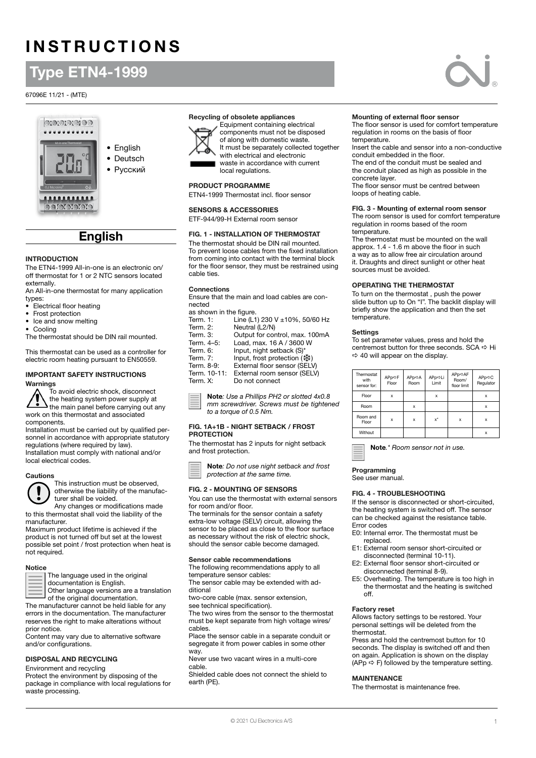# INSTRUCTIONS

## Type ETN4-1999

67096E 11/21 - (MTE)

- English
- Deutsch
- Русский

## English

### INTRODUCTION

The ETN4-1999 All-in-one is an electronic on/off thermostat for 1 or 2 NTC sensors located externally.

An All-in-one thermostat for many application types:

- Electrical floor heating
- Frost protection
- Ice and snow melting
- Cooling

The thermostat should be DIN rail mounted.

This thermostat can be used as a controller for electric room heating pursuant to EN50559.

### IMPORTANT SAFETY INSTRUCTIONS

#### Warnings

To avoid electric shock, disconnect the heating system power supply at the main panel before carrying out any work on this thermostat and associated components.

Installation must be carried out by qualified personnel in accordance with appropriate statutory regulations (where required by law).

Installation must comply with national and/or local electrical codes.

#### Cautions

This instruction must be observed, otherwise the liability of the manufacturer shall be voided.

Any changes or modifications made to this thermostat shall void the liability of the manufacturer.

Maximum product lifetime is achieved if the product is not turned off but set at the lowest possible set point / frost protection when heat is not required.

#### Notice

The language used in the original documentation is English.

Other language versions are a translation of the original documentation.

The manufacturer cannot be held liable for any errors in the documentation. The manufacturer reserves the right to make alterations without prior notice.

Content may vary due to alternative software and/or configurations.

### DISPOSAL AND RECYCLING

Environment and recycling

Protect the environment by disposing of the package in compliance with local regulations for waste processing.

#### Recycling of obsolete appliances

Equipment containing electrical components must not be disposed of along with domestic waste.

It must be separately collected together with electrical and electronic waste in accordance with current local regulations.

### PRODUCT PROGRAMME

ETN4-1999 Thermostat incl. floor sensor

### SENSORS & ACCESSORIES

ETF-944/99-H External room sensor

### FIG. 1 - INSTALLATION OF THERMOSTAT

The thermostat should be DIN rail mounted.

To prevent loose cables from the fixed installation from coming into contact with the terminal block for the floor sensor, they must be restrained using cable ties.

#### Connections

Ensure that the main and load cables are connected as shown in the figure.

| | |
|---|---|
| Term. 1: | Line (L1) 230 V ±10%, 50/60 Hz |
| Term. 2: | Neutral (L2/N) |
| Term. 3: | Output for control, max. 100mA |
| Term. 4–5: | Load, max. 16 A / 3600 W |
| Term. 6: | Input, night setback (S)* |
| Term. 7: | Input, frost protection (❄) |
| Term. 8-9: | External floor sensor (SELV) |
| Term. 10-11: | External room sensor (SELV) |
| Term. X: | Do not connect |

**Note***: Use a Phillips PH2 or slotted 4x0.8 mm screwdriver. Screws must be tightened to a torque of 0.5 Nm.*

### FIG. 1A+1B - NIGHT SETBACK / FROST PROTECTION

The thermostat has 2 inputs for night setback and frost protection.

**Note***: Do not use night setback and frost protection at the same time.*

### FIG. 2 - MOUNTING OF SENSORS

You can use the thermostat with external sensors for room and/or floor.

The terminals for the sensor contain a safety extra-low voltage (SELV) circuit, allowing the sensor to be placed as close to the floor surface as necessary without the risk of electric shock, should the sensor cable become damaged.

#### Sensor cable recommendations

The following recommendations apply to all temperature sensor cables:

The sensor cable may be extended with additional two-core cable (max. sensor extension, see technical specification).

The two wires from the sensor to the thermostat must be kept separate from high voltage wires/cables.

Place the sensor cable in a separate conduit or segregate it from power cables in some other way.

Never use two vacant wires in a multi-core cable.

Shielded cable does not connect the shield to earth (PE).

#### Mounting of external floor sensor

The floor sensor is used for comfort temperature regulation in rooms on the basis of floor temperature.

Insert the cable and sensor into a non-conductive conduit embedded in the floor.

The end of the conduit must be sealed and the conduit placed as high as possible in the concrete layer.

The floor sensor must be centred between loops of heating cable.

### FIG. 3 - Mounting of external room sensor

The room sensor is used for comfort temperature regulation in rooms based of the room temperature.

The thermostat must be mounted on the wall approx. 1.4 - 1.6 m above the floor in such a way as to allow free air circulation around it. Draughts and direct sunlight or other heat sources must be avoided.

### OPERATING THE THERMOSTAT

To turn on the thermostat , push the power slide button up to On "I". The backlit display will briefly show the application and then the set temperature.

#### Settings

To set parameter values, press and hold the centremost button for three seconds. SCA ⇨ Hi ⇨ 40 will appear on the display.

| Thermostat with sensor for: | APp⇨F Floor | APp⇨A Room | APp⇨Li Limit | APp⇨AF Room/ floor limit | APp⇨C Regulator |
|---|---|---|---|---|---|
| Floor | x | | x | | x |
| Room | | x | | | x |
| Room and Floor | x | x | x* | x | x |
| Without | | | | | x |

**Note**.* *Room sensor not in use.*

#### Programming

See user manual.

### FIG. 4 - TROUBLESHOOTING

If the sensor is disconnected or short-circuited, the heating system is switched off. The sensor can be checked against the resistance table.

Error codes

- E0: Internal error. The thermostat must be replaced.
- E1: External room sensor short-circuited or disconnected (terminal 10-11).
- E2: External floor sensor short-circuited or disconnected (terminal 8-9).
- E5: Overheating. The temperature is too high in the thermostat and the heating is switched off.

#### Factory reset

Allows factory settings to be restored. Your personal settings will be deleted from the thermostat.

Press and hold the centremost button for 10 seconds. The display is switched off and then on again. Application is shown on the display (APp ⇨ F) followed by the temperature setting.

### MAINTENANCE

The thermostat is maintenance free.

© 2021 OJ Electronics A/S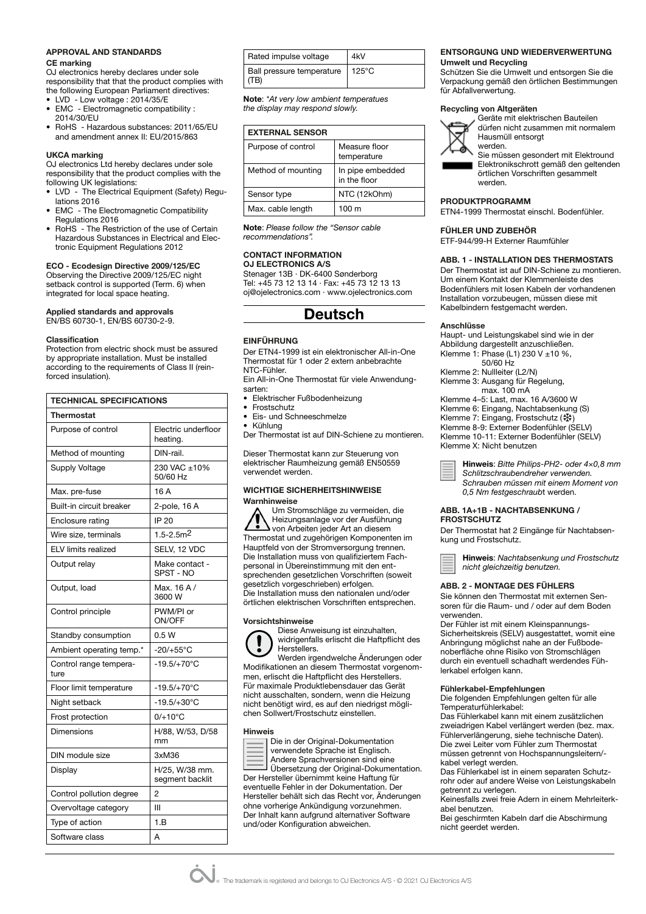### APPROVAL AND STANDARDS

**CE marking**

OJ electronics hereby declares under sole responsibility that that the product complies with the following European Parliament directives:

- LVD - Low voltage : 2014/35/E
- EMC - Electromagnetic compatibility : 2014/30/EU
- RoHS - Hazardous substances: 2011/65/EU and amendment annex II: EU/2015/863

**UKCA marking**

OJ electronics Ltd hereby declares under sole responsibility that the product complies with the following UK legislations:

- LVD - The Electrical Equipment (Safety) Regulations 2016
- EMC - The Electromagnetic Compatibility Regulations 2016
- RoHS - The Restriction of the use of Certain Hazardous Substances in Electrical and Electronic Equipment Regulations 2012

**ECO - Ecodesign Directive 2009/125/EC**

Observing the Directive 2009/125/EC night setback control is supported (Term. 6) when integrated for local space heating.

**Applied standards and approvals**

EN/BS 60730-1, EN/BS 60730-2-9.

**Classification**

Protection from electric shock must be assured by appropriate installation. Must be installed according to the requirements of Class II (reinforced insulation).

| TECHNICAL SPECIFICATIONS | |
|---|---|
| **Thermostat** | |
| Purpose of control | Electric underfloor heating. |
| Method of mounting | DIN-rail. |
| Supply Voltage | 230 VAC ±10% 50/60 Hz |
| Max. pre-fuse | 16 A |
| Built-in circuit breaker | 2-pole, 16 A |
| Enclosure rating | IP 20 |
| Wire size, terminals | 1.5-2.5m$^2$ |
| ELV limits realized | SELV, 12 VDC |
| Output relay | Make contact - SPST - NO |
| Output, load | Max. 16 A / 3600 W |
| Control principle | PWM/PI or ON/OFF |
| Standby consumption | 0.5 W |
| Ambient operating temp.* | -20/+55°C |
| Control range temperature | -19.5/+70°C |
| Floor limit temperature | -19.5/+70°C |
| Night setback | -19.5/+30°C |
| Frost protection | 0/+10°C |
| Dimensions | H/88, W/53, D/58 mm |
| DIN module size | 3xM36 |
| Display | H/25, W/38 mm. segment backlit |
| Control pollution degree | 2 |
| Overvoltage category | III |
| Type of action | 1.B |
| Software class | A |
| Rated impulse voltage | 4kV |
| Ball pressure temperature (TB) | 125°C |

**Note**: *\*At very low ambient temperatues the display may respond slowly.*

| EXTERNAL SENSOR | |
|---|---|
| Purpose of control | Measure floor temperature |
| Method of mounting | In pipe embedded in the floor |
| Sensor type | NTC (12kOhm) |
| Max. cable length | 100 m |

**Note**: *Please follow the "Sensor cable recommendations".*

**CONTACT INFORMATION**

**OJ ELECTRONICS A/S**

Stenager 13B · DK-6400 Sønderborg
Tel: +45 73 12 13 14 · Fax: +45 73 12 13 13
oj@ojelectronics.com · www.ojelectronics.com

## Deutsch

### EINFÜHRUNG

Der ETN4-1999 ist ein elektronischer All-in-One Thermostat für 1 oder 2 extern anbebrachte NTC-Fühler.

Ein All-in-One Thermostat für viele Anwendungsarten:

- Elektrischer Fußbodenheizung
- Frostschutz
- Eis- und Schneeschmelze
- Kühlung

Der Thermostat ist auf DIN-Schiene zu montieren.

Dieser Thermostat kann zur Steuerung von elektrischer Raumheizung gemäß EN50559 verwendet werden.

### WICHTIGE SICHERHEITSHINWEISE

**Warnhinweise**

Um Stromschläge zu vermeiden, die Heizungsanlage vor der Ausführung von Arbeiten jeder Art an diesem Thermostat und zugehörigen Komponenten im Hauptfeld von der Stromversorgung trennen. Die Installation muss von qualifiziertem Fachpersonal in Übereinstimmung mit den entsprechenden gesetzlichen Vorschriften (soweit gesetzlich vorgeschrieben) erfolgen. Die Installation muss den nationalen und/oder örtlichen elektrischen Vorschriften entsprechen.

**Vorsichtshinweise**

Diese Anweisung ist einzuhalten, widrigenfalls erlischt die Haftpflicht des Herstellers.

Werden irgendwelche Änderungen oder Modifikationen an diesem Thermostat vorgenommen, erlischt die Haftpflicht des Herstellers. Für maximale Produktlebensdauer das Gerät nicht ausschalten, sondern, wenn die Heizung nicht benötigt wird, es auf den niedrigst möglichen Sollwert/Frostschutz einstellen.

**Hinweis**

Die in der Original-Dokumentation verwendete Sprache ist Englisch. Andere Sprachversionen sind eine Übersetzung der Original-Dokumentation. Der Hersteller übernimmt keine Haftung für eventuelle Fehler in der Dokumentation. Der Hersteller behält sich das Recht vor, Änderungen ohne vorherige Ankündigung vorzunehmen. Der Inhalt kann aufgrund alternativer Software und/oder Konfiguration abweichen.

### ENTSORGUNG UND WIEDERVERWERTUNG

**Umwelt und Recycling**

Schützen Sie die Umwelt und entsorgen Sie die Verpackung gemäß den örtlichen Bestimmungen für Abfallverwertung.

**Recycling von Altgeräten**

Geräte mit elektrischen Bauteilen dürfen nicht zusammen mit normalem Hausmüll entsorgt werden.

Sie müssen gesondert mit Elektround Elektronikschrott gemäß den geltenden örtlichen Vorschriften gesammelt werden.

### PRODUKTPROGRAMM

ETN4-1999 Thermostat einschl. Bodenfühler.

### FÜHLER UND ZUBEHÖR

ETF-944/99-H Externer Raumfühler

### ABB. 1 - INSTALLATION DES THERMOSTATS

Der Thermostat ist auf DIN-Schiene zu montieren. Um einem Kontakt der Klemmenleiste des Bodenfühlers mit losen Kabeln der vorhandenen Installation vorzubeugen, müssen diese mit Kabelbindern festgemacht werden.

**Anschlüsse**

Haupt- und Leistungskabel sind wie in der Abbildung dargestellt anzuschließen.

Klemme 1: Phase (L1) 230 V ±10 %, 50/60 Hz
Klemme 2: Nullleiter (L2/N)
Klemme 3: Ausgang für Regelung, max. 100 mA
Klemme 4–5: Last, max. 16 A/3600 W
Klemme 6: Eingang, Nachtabsenkung (S)
Klemme 7: Eingang, Frostschutz (❄)
Klemme 8-9: Externer Bodenfühler (SELV)
Klemme 10-11: Externer Bodenfühler (SELV)
Klemme X: Nicht benutzen

**Hinweis**: *Bitte Philips-PH2- oder 4×0,8 mm Schlitzschraubendreher verwenden. Schrauben müssen mit einem Moment von 0,5 Nm festgeschraub*t werden.

### ABB. 1A+1B - NACHTABSENKUNG / FROSTSCHUTZ

Der Thermostat hat 2 Eingänge für Nachtabsenkung und Frostschutz.

**Hinweis**: *Nachtabsenkung und Frostschutz nicht gleichzeitig benutzen.*

### ABB. 2 - MONTAGE DES FÜHLERS

Sie können den Thermostat mit externen Sensoren für die Raum- und / oder auf dem Boden verwenden.

Der Fühler ist mit einem Kleinspannungs-Sicherheitskreis (SELV) ausgestattet, womit eine Anbringung möglichst nahe an der Fußbodenoberfläche ohne Risiko von Stromschlägen durch ein eventuell schadhaft werdendes Fühlerkabel erfolgen kann.

**Fühlerkabel-Empfehlungen**

Die folgenden Empfehlungen gelten für alle Temperaturfühlerkabel:

Das Fühlerkabel kann mit einem zusätzlichen zweiadrigen Kabel verlängert werden (bez. max. Fühlerverlängerung, siehe technischen Daten). Die zwei Leiter vom Fühler zum Thermostat müssen getrennt von Hochspannungsleitern/-kabel verlegt werden.

Das Fühlerkabel ist in einem separaten Schutzrohr oder auf andere Weise von Leistungskabeln getrennt zu verlegen.

Keinesfalls zwei freie Adern in einem Mehrleiterkabel benutzen.

Bei geschirmten Kabeln darf die Abschirmung nicht geerdet werden.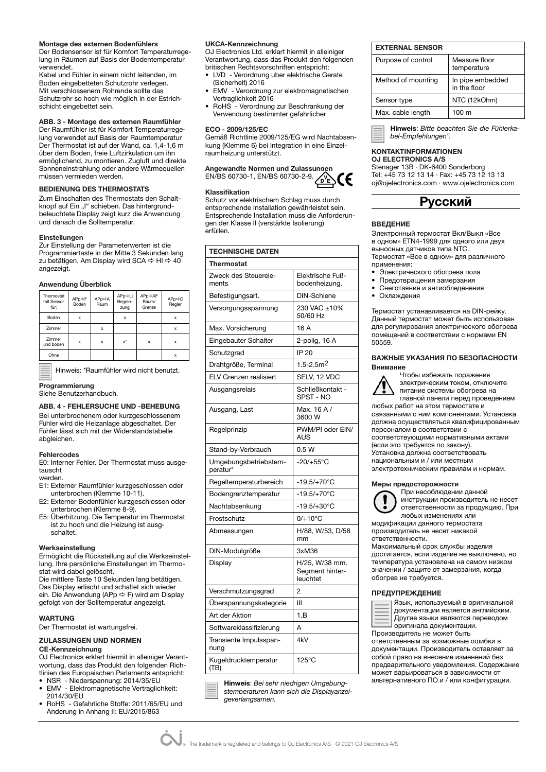**Montage des externen Bodenfühlers**

Der Bodensensor ist für Komfort Temperaturregelung in Räumen auf Basis der Bodentemperatur verwendet.

Kabel und Fühler in einem nicht leitenden, im Boden eingebetteten Schutzrohr verlegen. Mit verschlossenem Rohrende sollte das Schutzrohr so hoch wie möglich in die Estrichschicht eingebettet sein.

**ABB. 3 - Montage des externen Raumfühler**

Der Raumfühler ist für Komfort Temperaturregelung verwendet auf Basis der Raumtemperatur Der Thermostat ist auf der Wand, ca. 1,4-1,6 m über dem Boden, freie Luftzirkulation um ihn ermöglichend, zu montieren. Zugluft und direkte Sonneneinstrahlung oder andere Wärmequellen müssen vermieden werden.

### BEDIENUNG DES THERMOSTATS

Zum Einschalten des Thermostats den Schaltknopf auf Ein „I" schieben. Das hintergrundbeleuchtete Display zeigt kurz die Anwendung und danach die Solltemperatur.

**Einstellungen**

Zur Einstellung der Parameterwerten ist die Programmiertaste in der Mitte 3 Sekunden lang zu betätigen. Am Display wird SCA ⇨ HI ⇨ 40 angezeigt.

**Anwendung Überblick**

| Thermostat mit Sensor für: | APp⇨F Boden | APp⇨A Raum | APp⇨Li Begrenzung | APp⇨AF Raum/ Grenze | APp⇨C Regler |
|---|---|---|---|---|---|
| Boden | x | | x | | x |
| Zimmer | | x | | | x |
| Zimmer und boden | x | x | x* | x | x |
| Ohne | | | | | x |

Hinweis: *Raumfühler wird nicht benutzt.

**Programmierung**

Siehe Benutzerhandbuch.

### ABB. 4 - FEHLERSUCHE UND -BEHEBUNG

Bei unterbrochenem oder kurzgeschlossenem Fühler wird die Heizanlage abgeschaltet. Der Fühler lässt sich mit der Widerstandstabelle abgleichen.

**Fehlercodes**

E0: Interner Fehler. Der Thermostat muss ausgetauscht werden.

E1: Externer Raumfühler kurzgeschlossen oder unterbrochen (Klemme 10-11).

E2: Externer Bodenfühler kurzgeschlossen oder unterbrochen (Klemme 8-9).

E5: Überhitzung. Die Temperatur im Thermostat ist zu hoch und die Heizung ist ausgschaltet.

**Werkseinstellung**

Ermöglicht die Rückstellung auf die Werkseinstellung. Ihre persönliche Einstellungen im Thermostat wird dabei gelöscht.

Die mittlere Taste 10 Sekunden lang betätigen. Das Display erlischt und schaltet sich wieder ein. Die Anwendung (APp ⇨ F) wird am Display gefolgt von der Solltemperatur angezeigt.

### WARTUNG

Der Thermostat ist wartungsfrei.

### ZULASSUNGEN UND NORMEN

**CE-Kennzeichnung**

OJ Electronics erklart hiermit in alleiniger Verantwortung, dass das Produkt den folgenden Richtlinien des Europaischen Parlaments entspricht:

- NSR - Niederspannung: 2014/35/EU
- EMV - Elektromagnetische Verträglichkeit: 2014/30/EU
- RoHS - Gefahrliche Stoffe: 2011/65/EU und Anderung in Anhang II: EU/2015/863

**UKCA-Kennzeichnung**

OJ Electronics Ltd. erklärt hiermit in alleiniger Verantwortung, dass das Produkt den folgenden britischen Rechtsvorschriften entspricht:

- LVD - Verordnung uber elektrische Gerate (Sicherheit) 2016
- EMV - Verordnung zur elektromagnetischen Vertraglichkeit 2016
- RoHS - Verordnung zur Beschrankung der Verwendung bestimmter gefahrlicher

**ECO - 2009/125/EC**

Gemäß Richtlinie 2009/125/EG wird Nachtabsenkung (Klemme 6) bei Integration in eine Einzelraumheizung unterstützt.

**Angewandte Normen und Zulassungen**

EN/BS 60730-1, EN/BS 60730-2-9.

**Klassifikation**

Schutz vor elektrischem Schlag muss durch entsprechende Installation gewährleistet sein. Entsprechende Installation muss die Anforderungen der Klasse II (verstärkte Isolierung) erfüllen.

| TECHNISCHE DATEN | |
|---|---|
| **Thermostat** | |
| Zweck des Steuerelements | Elektrische Fußbodenheizung. |
| Befestigungsart. | DIN-Schiene |
| Versorgungsspannung | 230 VAC ±10% 50/60 Hz |
| Max. Vorsicherung | 16 A |
| Eingebauter Schalter | 2-polig, 16 A |
| Schutzgrad | IP 20 |
| Drahtgröße, Terminal | 1.5-2.5m2 |
| ELV Grenzen realisiert | SELV, 12 VDC |
| Ausgangsrelais | Schließkontakt - SPST - NO |
| Ausgang, Last | Max. 16 A / 3600 W |
| Regelprinzip | PWM/PI oder EIN/AUS |
| Stand-by-Verbrauch | 0.5 W |
| Umgebungsbetriebstemperatur* | -20/+55°C |
| Regeltemperaturbereich | -19.5/+70°C |
| Bodengrenztemperatur | -19.5/+70°C |
| Nachtabsenkung | -19.5/+30°C |
| Frostschutz | 0/+10°C |
| Abmessungen | H/88, W/53, D/58 mm |
| DIN-Modulgröße | 3xM36 |
| Display | H/25, W/38 mm. Segment hinterleuchtet |
| Verschmutzungsgrad | 2 |
| Überspannungskategorie | III |
| Art der Aktion | 1.B |
| Softwareklassifizierung | A |
| Transiente Impulsspannung | 4kV |
| Kugeldrucktemperatur (TB) | 125°C |

**Hinweis**: *Bei sehr niedrigen Umgebungstemperaturen kann sich die Displayanzeige verlangsamen.*

| EXTERNAL SENSOR | |
|---|---|
| Purpose of control | Measure floor temperature |
| Method of mounting | In pipe embedded in the floor |
| Sensor type | NTC (12kOhm) |
| Max. cable length | 100 m |

**Hinweis**: *Bitte beachten Sie die Fühlerkabel-Empfehlungen".*

**KONTAKTINFORMATIONEN**

**OJ ELECTRONICS A/S**

Stenager 13B · DK-6400 Sønderborg

Tel: +45 73 12 13 14 · Fax: +45 73 12 13 13

oj@ojelectronics.com · www.ojelectronics.com

# Русский

### ВВЕДЕНИЕ

Электронный термостат Вкл/Выкл «Все в одном» ETN4-1999 для одного или двух выносных датчиков типа NTC.

Термостат «Все в одном» для различного применения:

- Электрического обогрева пола
- Предотвращения замерзания
- Снеготаяния и антиобледенения
- Охлаждения

Термостат устанавливается на DIN-рейку. Данный термостат может быть использован для регулирования электрического обогрева помещений в соответствии с нормами EN 50559.

### ВАЖНЫЕ УКАЗАНИЯ ПО БЕЗОПАСНОСТИ

**Внимание**

Чтобы избежать поражения электрическим током, отключите питание системы обогрева на главной панели перед проведением любых работ на этом термостате и связанными с ним компонентами. Установка должна осуществляться квалифицированным персоналом в соответствии с соответствующими нормативными актами (если это требуется по закону). Установка должна соответствовать национальным и / или местным электротехническим правилам и нормам.

**Меры предосторожности**

При несоблюдении данной инструкции производитель не несет ответственности за продукцию. При любых изменениях или модификации данного термостата производитель не несет никакой ответственности.

Максимальный срок службы изделия достигается, если изделие не выключено, но температура установлена на самом низком значении / защите от замерзания, когда обогрев не требуется.

### ПРЕДУПРЕЖДЕНИЕ

Язык, используемый в оригинальной документации является английским. Другие языки являются переводом оригинала документации. Производитель не может быть ответственным за возможные ошибки в документации. Производитель оставляет за собой право на внесение изменений без предварительного уведомления. Содержание может варьироваться в зависимости от альтернативного ПО и / или конфигурации.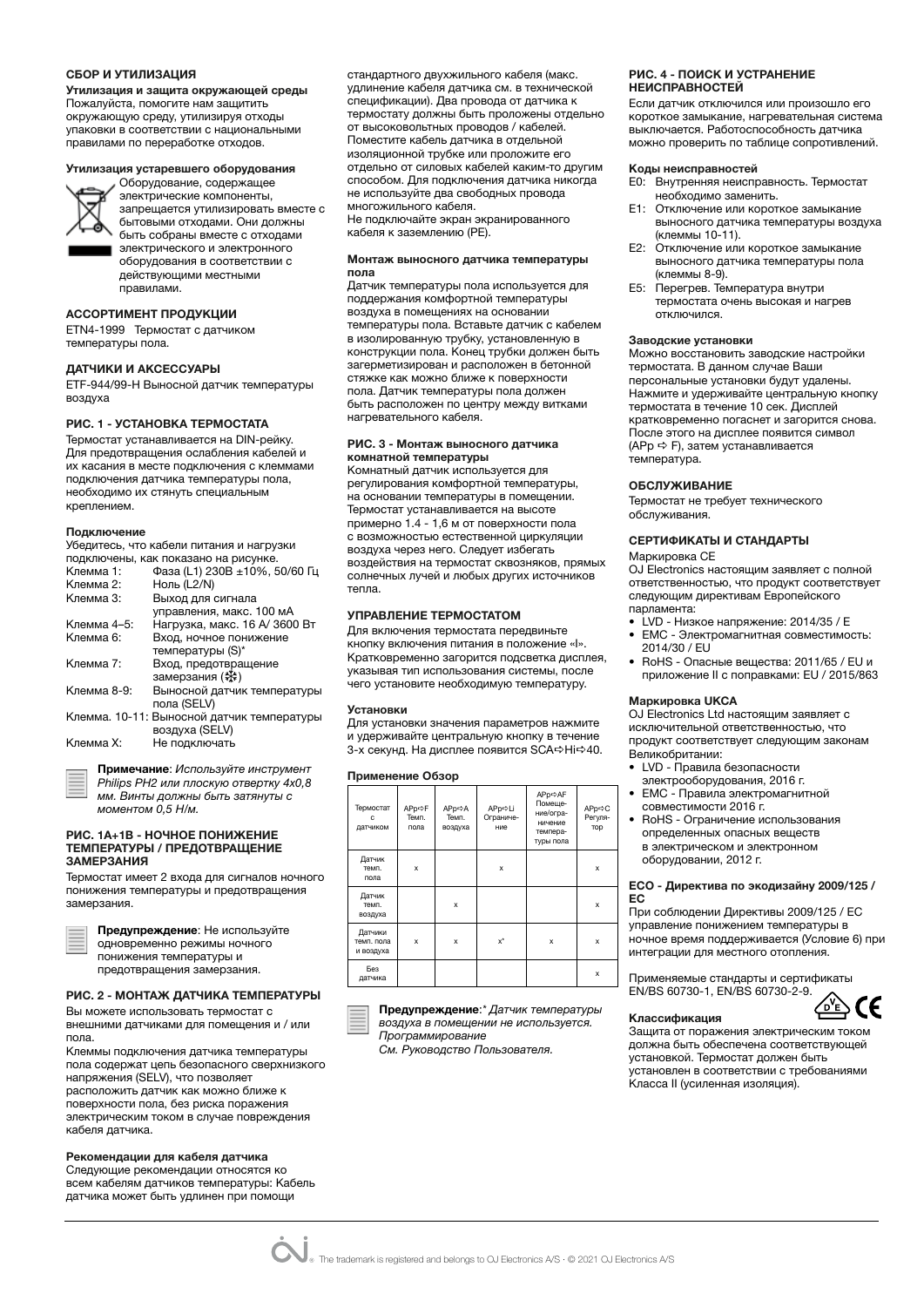### СБОР И УТИЛИЗАЦИЯ

**Утилизация и защита окружающей среды**
Пожалуйста, помогите нам защитить окружающую среду, утилизируя отходы упаковки в соответствии с национальными правилами по переработке отходов.

**Утилизация устаревшего оборудования**
Оборудование, содержащее электрические компоненты, запрещается утилизировать вместе с бытовыми отходами. Они должны быть собраны вместе с отходами электрического и электронного оборудования в соответствии с действующими местными правилами.

### АССОРТИМЕНТ ПРОДУКЦИИ

ETN4-1999 Термостат с датчиком температуры пола.

### ДАТЧИКИ И АКСЕССУАРЫ

ETF-944/99-H Выносной датчик температуры воздуха

### РИС. 1 - УСТАНОВКА ТЕРМОСТАТА

Термостат устанавливается на DIN-рейку. Для предотвращения ослабления кабелей и их касания в месте подключения с клеммами подключения датчика температуры пола, необходимо их стянуть специальным креплением.

**Подключение**
Убедитесь, что кабели питания и нагрузки подключены, как показано на рисунке.

| | |
|---|---|
| Клемма 1: | Фаза (L1) 230В ±10%, 50/60 Гц |
| Клемма 2: | Ноль (L2/N) |
| Клемма 3: | Выход для сигнала управления, макс. 100 мА |
| Клемма 4–5: | Нагрузка, макс. 16 А/ 3600 Вт |
| Клемма 6: | Вход, ночное понижение температуры (S)* |
| Клемма 7: | Вход, предотвращение замерзания (❄) |
| Клемма 8-9: | Выносной датчик температуры пола (SELV) |
| Клемма. 10-11: | Выносной датчик температуры воздуха (SELV) |
| Клемма X: | Не подключать |

**Примечание**: *Используйте инструмент Philips PH2 или плоскую отвертку 4x0,8 мм. Винты должны быть затянуты с моментом 0,5 Н/м.*

### РИС. 1A+1B - НОЧНОЕ ПОНИЖЕНИЕ ТЕМПЕРАТУРЫ / ПРЕДОТВРАЩЕНИЕ ЗАМЕРЗАНИЯ

Термостат имеет 2 входа для сигналов ночного понижения температуры и предотвращения замерзания.

**Предупреждение**: Не используйте одновременно режимы ночного понижения температуры и предотвращения замерзания.

### РИС. 2 - МОНТАЖ ДАТЧИКА ТЕМПЕРАТУРЫ

Вы можете использовать термостат с внешними датчиками для помещения и / или пола.

Клеммы подключения датчика температуры пола содержат цепь безопасного сверхнизкого напряжения (SELV), что позволяет расположить датчик как можно ближе к поверхности пола, без риска поражения электрическим током в случае повреждения кабеля датчика.

**Рекомендации для кабеля датчика**
Следующие рекомендации относятся ко всем кабелям датчиков температуры: Кабель датчика может быть удлинен при помощи стандартного двухжильного кабеля (макс. удлинение кабеля датчика см. в технической спецификации). Два провода от датчика к термостату должны быть проложены отдельно от высоковольтных проводов / кабелей. Поместите кабель датчика в отдельной изоляционной трубке или проложите его отдельно от силовых кабелей каким-то другим способом. Для подключения датчика никогда не используйте два свободных провода многожильного кабеля.
Не подключайте экран экранированного кабеля к заземлению (PE).

**Монтаж выносного датчика температуры пола**
Датчик температуры пола используется для поддержания комфортной температуры воздуха в помещениях на основании температуры пола. Вставьте датчик с кабелем в изолированную трубку, установленную в конструкции пола. Конец трубки должен быть загерметизирован и расположен в бетонной стяжке как можно ближе к поверхности пола. Датчик температуры пола должен быть расположен по центру между витками нагревательного кабеля.

### РИС. 3 - Монтаж выносного датчика комнатной температуры

Комнатный датчик используется для регулирования комфортной температуры, на основании температуры в помещении. Термостат устанавливается на высоте примерно 1.4 - 1,6 м от поверхности пола с возможностью естественной циркуляции воздуха через него. Следует избегать воздействия на термостат сквозняков, прямых солнечных лучей и любых других источников тепла.

### УПРАВЛЕНИЕ ТЕРМОСТАТОМ

Для включения термостата передвиньте кнопку включения питания в положение «I». Кратковременно загорится подсветка дисплея, указывая тип использования системы, после чего установите необходимую температуру.

**Установки**
Для установки значения параметров нажмите и удерживайте центральную кнопку в течение 3-х секунд. На дисплее появится SCA⇨Hi⇨40.

**Применение Обзор**

| Термостат с датчиком | APp⇨F Темп. пола | APp⇨A Темп. воздуха | APp⇨Li Ограничение | APp⇨AF Помещение/ограничение температуры пола | APp⇨C Регулятор |
|---|---|---|---|---|---|
| Датчик темп. пола | x | | x | | x |
| Датчик темп. воздуха | | x | | | x |
| Датчики темп. пола и воздуха | x | x | x* | x | x |
| Без датчика | | | | | x |

**Предупреждение**:* *Датчик температуры воздуха в помещении не используется.*
*Программирование*
*См. Руководство Пользователя.*

### РИС. 4 - ПОИСК И УСТРАНЕНИЕ НЕИСПРАВНОСТЕЙ

Если датчик отключился или произошло его короткое замыкание, нагревательная система выключается. Работоспособность датчика можно проверить по таблице сопротивлений.

**Коды неисправностей**
- E0: Внутренняя неисправность. Термостат необходимо заменить.
- E1: Отключение или короткое замыкание выносного датчика температуры воздуха (клеммы 10-11).
- E2: Отключение или короткое замыкание выносного датчика температуры пола (клеммы 8-9).
- E5: Перегрев. Температура внутри термостата очень высокая и нагрев отключился.

**Заводские установки**
Можно восстановить заводские настройки термостата. В данном случае Ваши персональные установки будут удалены. Нажмите и удерживайте центральную кнопку термостата в течение 10 сек. Дисплей кратковременно погаснет и загорится снова. После этого на дисплее появится символ (APp ⇨ F), затем устанавливается температура.

### ОБСЛУЖИВАНИЕ

Термостат не требует технического обслуживания.

### СЕРТИФИКАТЫ И СТАНДАРТЫ

Маркировка CE
OJ Electronics настоящим заявляет с полной ответственностью, что продукт соответствует следующим директивам Европейского парламента:
- LVD - Низкое напряжение: 2014/35 / E
- EMC - Электромагнитная совместимость: 2014/30 / EU
- RoHS - Опасные вещества: 2011/65 / EU и приложение II с поправками: EU / 2015/863

**Маркировка UKCA**
OJ Electronics Ltd настоящим заявляет с исключительной ответственностью, что продукт соответствует следующим законам Великобритании:
- LVD - Правила безопасности электрооборудования, 2016 г.
- EMC - Правила электромагнитной совместимости 2016 г.
- RoHS - Ограничение использования определенных опасных веществ в электрическом и электронном оборудовании, 2012 г.

**ECO - Директива по экодизайну 2009/125 / EC**
При соблюдении Директивы 2009/125 / EC управление понижением температуры в ночное время поддерживается (Условие 6) при интеграции для местного отопления.

Применяемые стандарты и сертификаты EN/BS 60730-1, EN/BS 60730-2-9.

**Классификация**
Защита от поражения электрическим током должна быть обеспечена соответствующей установкой. Термостат должен быть установлен в соответствии с требованиями Класса II (усиленная изоляция).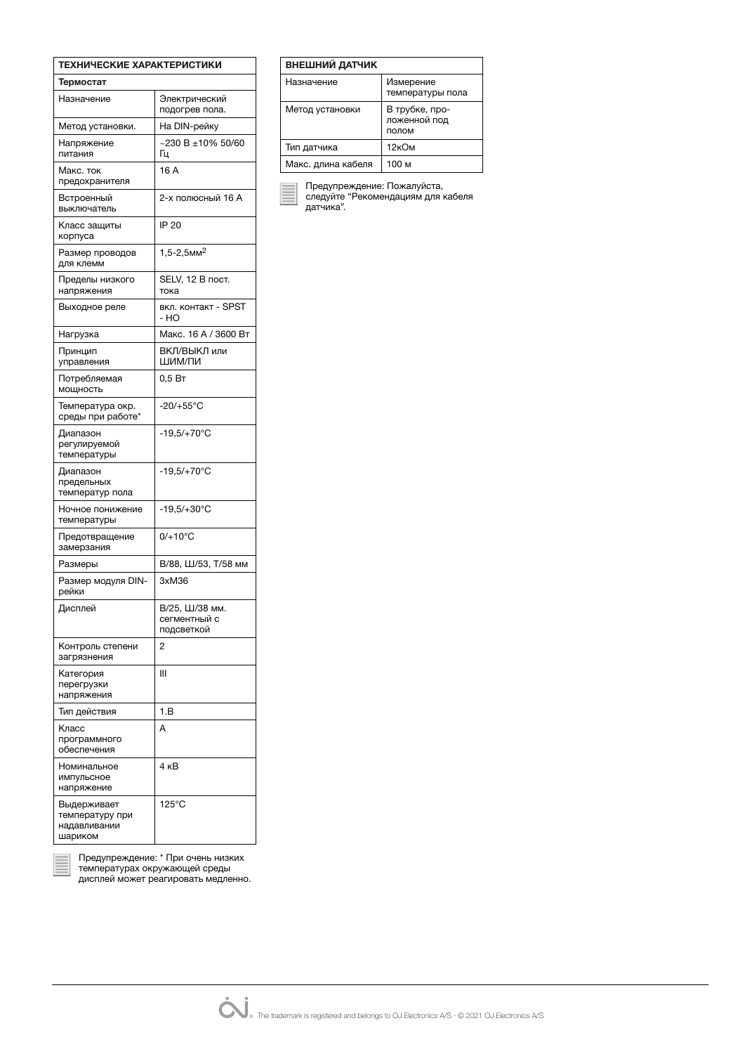| ТЕХНИЧЕСКИЕ ХАРАКТЕРИСТИКИ | |
|---|---|
| **Термостат** | |
| Назначение | Электрический подогрев пола. |
| Метод установки. | На DIN-рейку |
| Напряжение питания | ~230 В ±10% 50/60 Гц |
| Макс. ток предохранителя | 16 А |
| Встроенный выключатель | 2-х полюсный 16 А |
| Класс защиты корпуса | IP 20 |
| Размер проводов для клемм | 1,5-2,5мм$^2$ |
| Пределы низкого напряжения | SELV, 12 В пост. тока |
| Выходное реле | вкл. контакт - SPST - НО |
| Нагрузка | Макс. 16 А / 3600 Вт |
| Принцип управления | ВКЛ/ВЫКЛ или ШИМ/ПИ |
| Потребляемая мощность | 0,5 Вт |
| Температура окр. среды при работе* | -20/+55°C |
| Диапазон регулируемой температуры | -19,5/+70°C |
| Диапазон предельных температур пола | -19,5/+70°C |
| Ночное понижение температуры | -19,5/+30°C |
| Предотвращение замерзания | 0/+10°C |
| Размеры | В/88, Ш/53, Т/58 мм |
| Размер модуля DIN-рейки | 3xM36 |
| Дисплей | В/25, Ш/38 мм. сегментный с подсветкой |
| Контроль степени загрязнения | 2 |
| Категория перегрузки напряжения | III |
| Тип действия | 1.B |
| Класс программного обеспечения | A |
| Номинальное импульсное напряжение | 4 кВ |
| Выдерживает температуру при надавливании шариком | 125°C |

Предупреждение: * При очень низких температурах окружающей среды дисплей может реагировать медленно.

| ВНЕШНИЙ ДАТЧИК | |
|---|---|
| Назначение | Измерение температуры пола |
| Метод установки | В трубке, проложенной под полом |
| Тип датчика | 12кОм |
| Макс. длина кабеля | 100 м |

Предупреждение: Пожалуйста, следуйте “Рекомендациям для кабеля датчика”.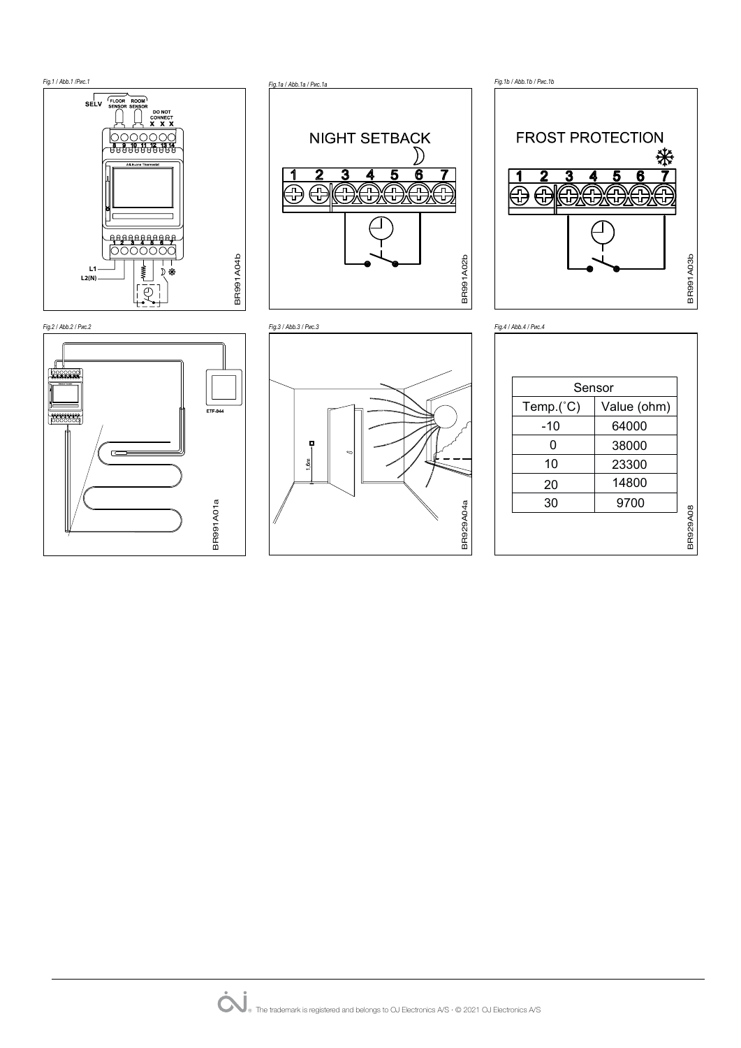Fig.1 / Abb.1 /Рис.1

Fig.1a / Abb.1a / Рис.1a

Fig.1b / Abb.1b / Рис.1b

Fig.2 / Abb.2 / Рис.2

Fig.3 / Abb.3 / Рис.3

Fig.4 / Abb.4 / Рис.4

| Sensor | |
|---|---|
| Temp.(˚C) | Value (ohm) |
| -10 | 64000 |
| 0 | 38000 |
| 10 | 23300 |
| 20 | 14800 |
| 30 | 9700 |

BR929A08

The trademark is registered and belongs to OJ Electronics A/S · © 2021 OJ Electronics A/S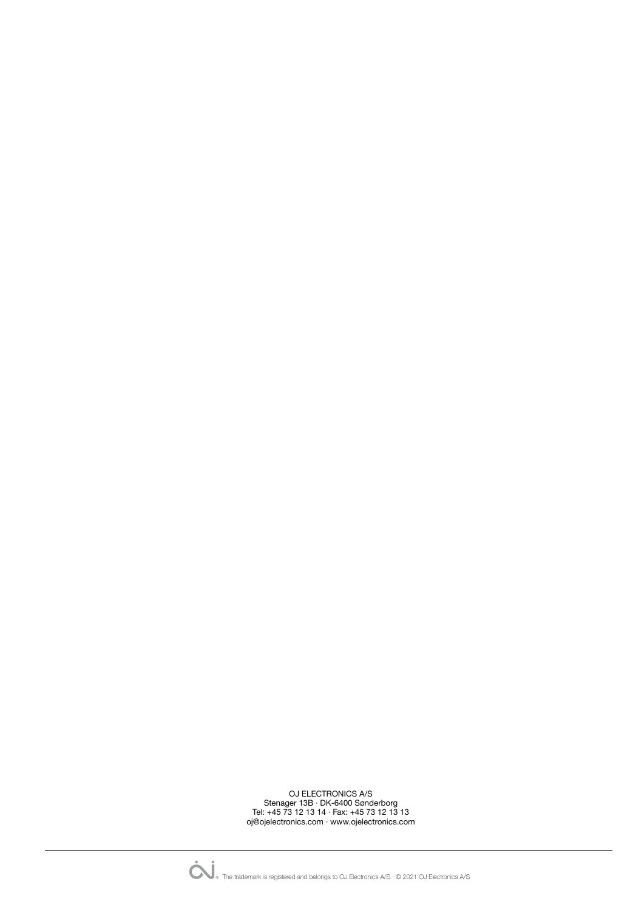OJ ELECTRONICS A/S
Stenager 13B · DK-6400 Sønderborg
Tel: +45 73 12 13 14 · Fax: +45 73 12 13 13
oj@ojelectronics.com · www.ojelectronics.com

® The trademark is registered and belongs to OJ Electronics A/S · © 2021 OJ Electronics A/S